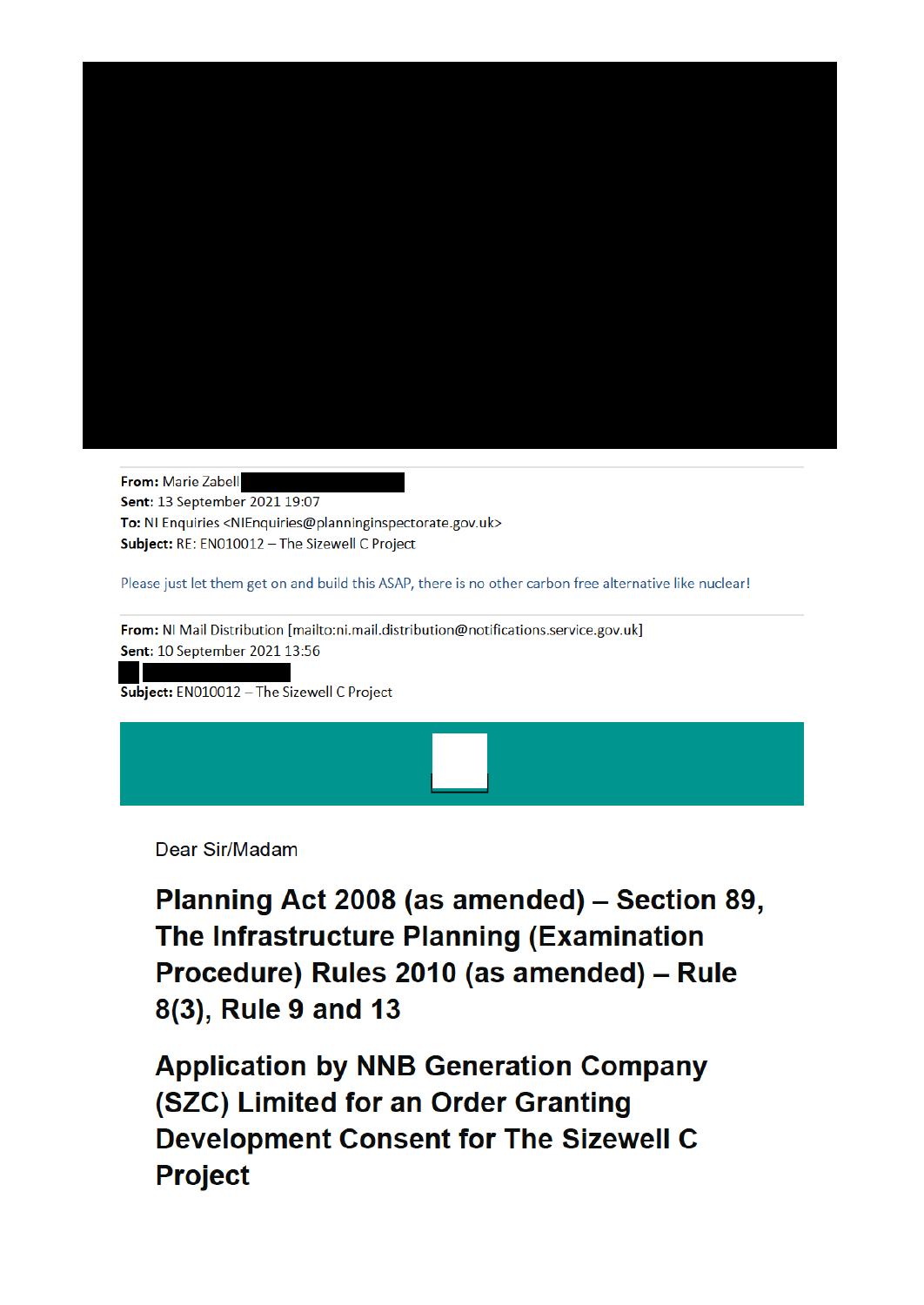**From:** Marie Zabell
**Sent:** 13 September 2021 19:07
**To:** NI Enquiries <NIEnquiries@planninginspectorate.gov.uk>
**Subject:** RE: EN010012 – The Sizewell C Project

Please just let them get on and build this ASAP, there is no other carbon free alternative like nuclear!

**From:** NI Mail Distribution [mailto:ni.mail.distribution@notifications.service.gov.uk]
**Sent:** 10 September 2021 13:56
**Subject:** EN010012 – The Sizewell C Project

Dear Sir/Madam

## Planning Act 2008 (as amended) – Section 89, The Infrastructure Planning (Examination Procedure) Rules 2010 (as amended) – Rule 8(3), Rule 9 and 13

## Application by NNB Generation Company (SZC) Limited for an Order Granting Development Consent for The Sizewell C Project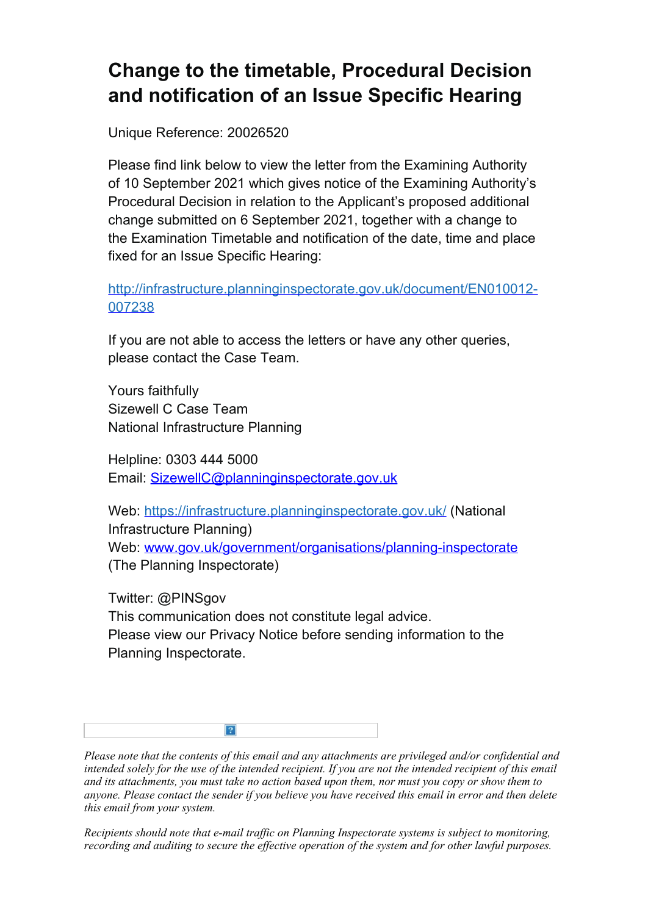# Change to the timetable, Procedural Decision and notification of an Issue Specific Hearing

Unique Reference: 20026520

Please find link below to view the letter from the Examining Authority of 10 September 2021 which gives notice of the Examining Authority's Procedural Decision in relation to the Applicant's proposed additional change submitted on 6 September 2021, together with a change to the Examination Timetable and notification of the date, time and place fixed for an Issue Specific Hearing:

http://infrastructure.planninginspectorate.gov.uk/document/EN010012-007238

If you are not able to access the letters or have any other queries, please contact the Case Team.

Yours faithfully
Sizewell C Case Team
National Infrastructure Planning

Helpline: 0303 444 5000
Email: SizewellC@planninginspectorate.gov.uk

Web: https://infrastructure.planninginspectorate.gov.uk/ (National Infrastructure Planning)
Web: www.gov.uk/government/organisations/planning-inspectorate (The Planning Inspectorate)

Twitter: @PINSgov
This communication does not constitute legal advice.
Please view our Privacy Notice before sending information to the Planning Inspectorate.

*Please note that the contents of this email and any attachments are privileged and/or confidential and intended solely for the use of the intended recipient. If you are not the intended recipient of this email and its attachments, you must take no action based upon them, nor must you copy or show them to anyone. Please contact the sender if you believe you have received this email in error and then delete this email from your system.*

*Recipients should note that e-mail traffic on Planning Inspectorate systems is subject to monitoring, recording and auditing to secure the effective operation of the system and for other lawful purposes.*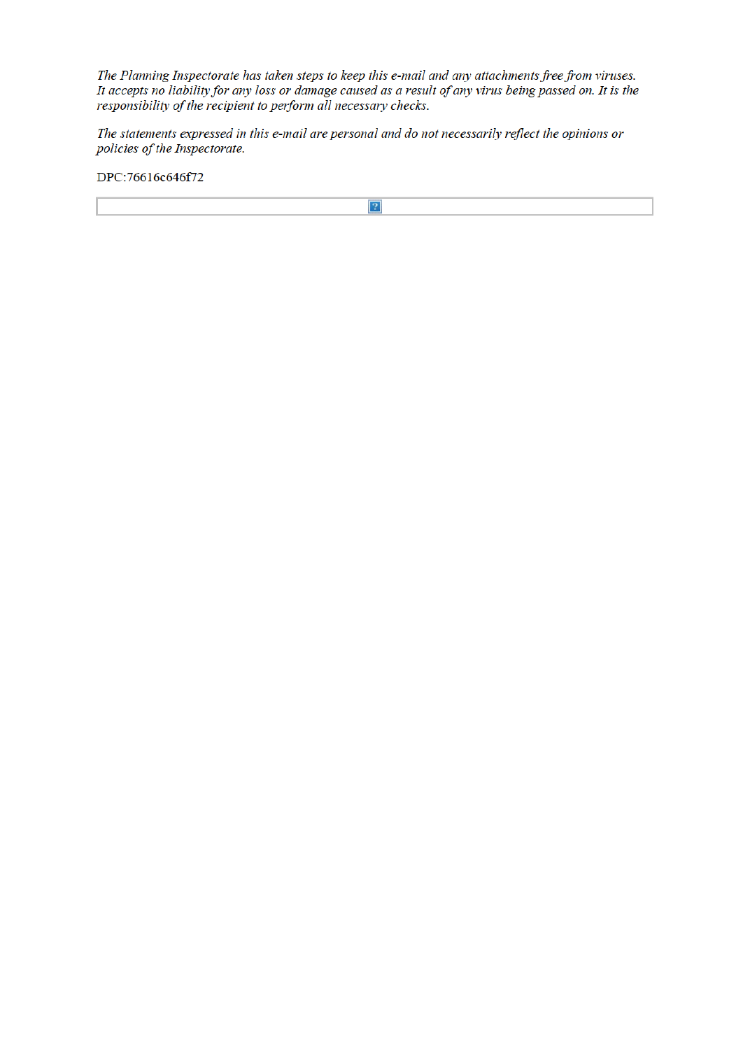*The Planning Inspectorate has taken steps to keep this e-mail and any attachments free from viruses. It accepts no liability for any loss or damage caused as a result of any virus being passed on. It is the responsibility of the recipient to perform all necessary checks.*

*The statements expressed in this e-mail are personal and do not necessarily reflect the opinions or policies of the Inspectorate.*

DPC:76616c646f72